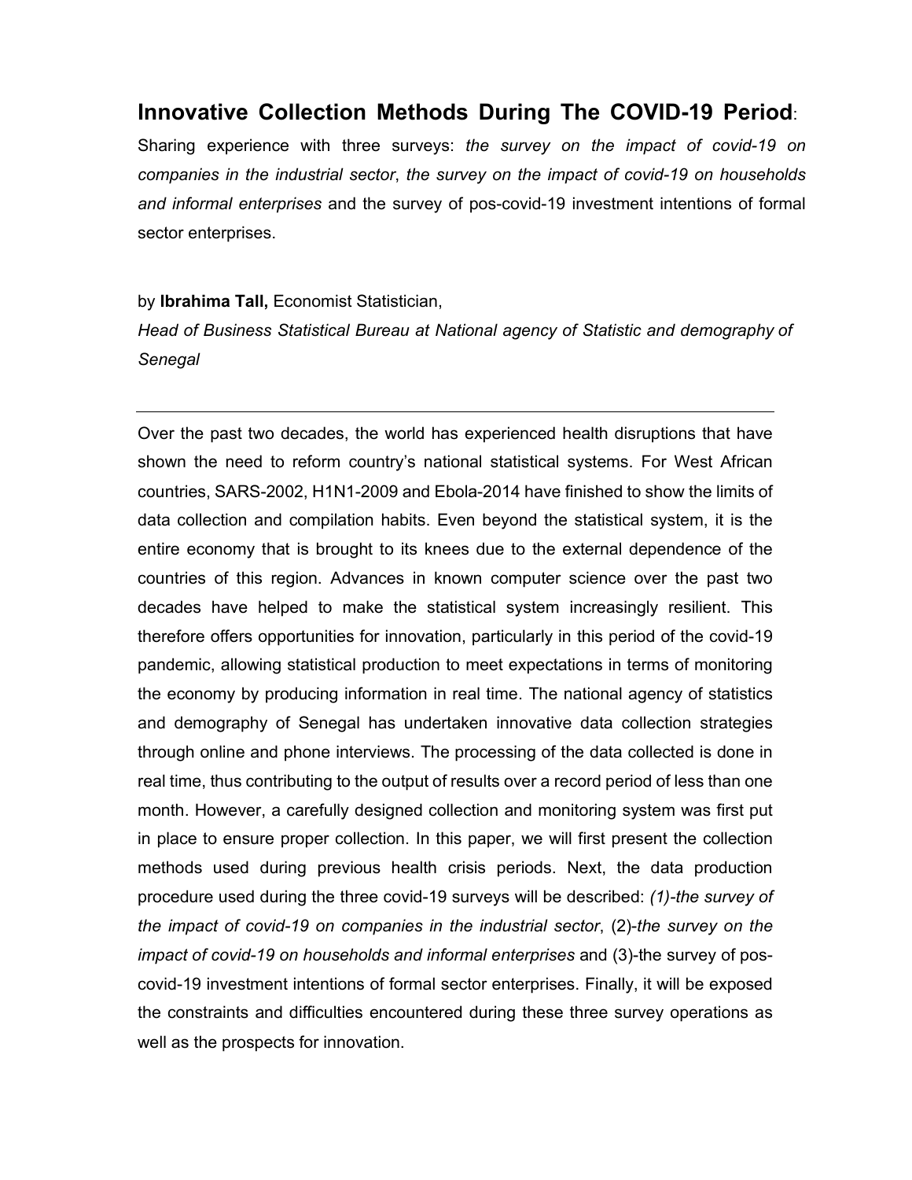# Innovative Collection Methods During The COVID-19 Period:

Sharing experience with three surveys: *the survey on the impact of covid-19 on companies in the industrial sector*, *the survey on the impact of covid-19 on households and informal enterprises* and the survey of pos-covid-19 investment intentions of formal sector enterprises.

by **Ibrahima Tall,** Economist Statistician,

*Head of Business Statistical Bureau at National agency of Statistic and demography of Senegal*

---

Over the past two decades, the world has experienced health disruptions that have shown the need to reform country's national statistical systems. For West African countries, SARS-2002, H1N1-2009 and Ebola-2014 have finished to show the limits of data collection and compilation habits. Even beyond the statistical system, it is the entire economy that is brought to its knees due to the external dependence of the countries of this region. Advances in known computer science over the past two decades have helped to make the statistical system increasingly resilient. This therefore offers opportunities for innovation, particularly in this period of the covid-19 pandemic, allowing statistical production to meet expectations in terms of monitoring the economy by producing information in real time. The national agency of statistics and demography of Senegal has undertaken innovative data collection strategies through online and phone interviews. The processing of the data collected is done in real time, thus contributing to the output of results over a record period of less than one month. However, a carefully designed collection and monitoring system was first put in place to ensure proper collection. In this paper, we will first present the collection methods used during previous health crisis periods. Next, the data production procedure used during the three covid-19 surveys will be described: *(1)-the survey of the impact of covid-19 on companies in the industrial sector*, (2)-*the survey on the impact of covid-19 on households and informal enterprises* and (3)-the survey of pos-covid-19 investment intentions of formal sector enterprises. Finally, it will be exposed the constraints and difficulties encountered during these three survey operations as well as the prospects for innovation.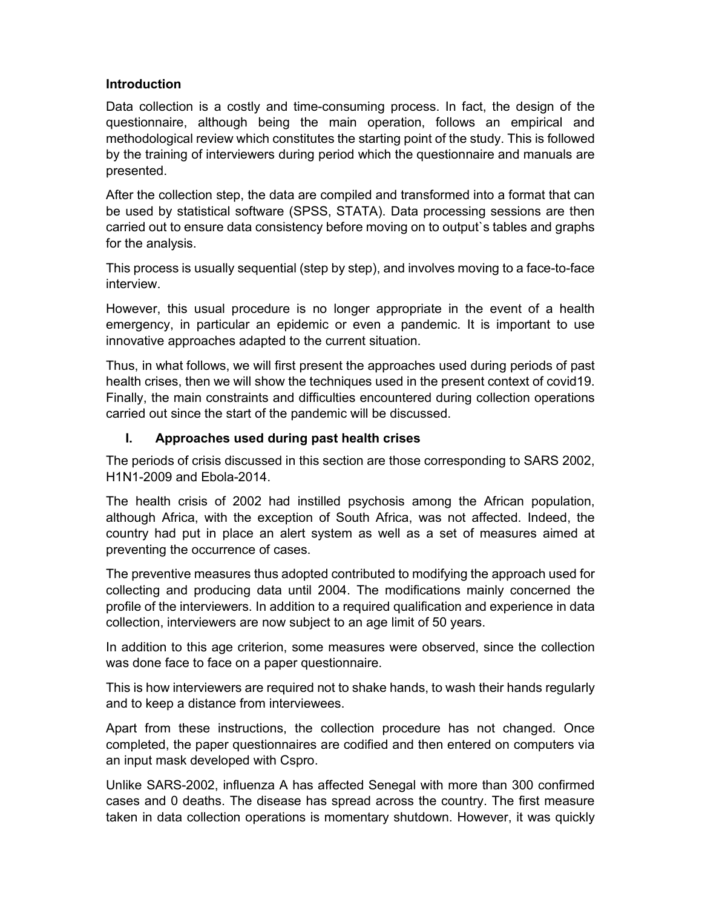## Introduction

Data collection is a costly and time-consuming process. In fact, the design of the questionnaire, although being the main operation, follows an empirical and methodological review which constitutes the starting point of the study. This is followed by the training of interviewers during period which the questionnaire and manuals are presented.

After the collection step, the data are compiled and transformed into a format that can be used by statistical software (SPSS, STATA). Data processing sessions are then carried out to ensure data consistency before moving on to output`s tables and graphs for the analysis.

This process is usually sequential (step by step), and involves moving to a face-to-face interview.

However, this usual procedure is no longer appropriate in the event of a health emergency, in particular an epidemic or even a pandemic. It is important to use innovative approaches adapted to the current situation.

Thus, in what follows, we will first present the approaches used during periods of past health crises, then we will show the techniques used in the present context of covid19. Finally, the main constraints and difficulties encountered during collection operations carried out since the start of the pandemic will be discussed.

## I. Approaches used during past health crises

The periods of crisis discussed in this section are those corresponding to SARS 2002, H1N1-2009 and Ebola-2014.

The health crisis of 2002 had instilled psychosis among the African population, although Africa, with the exception of South Africa, was not affected. Indeed, the country had put in place an alert system as well as a set of measures aimed at preventing the occurrence of cases.

The preventive measures thus adopted contributed to modifying the approach used for collecting and producing data until 2004. The modifications mainly concerned the profile of the interviewers. In addition to a required qualification and experience in data collection, interviewers are now subject to an age limit of 50 years.

In addition to this age criterion, some measures were observed, since the collection was done face to face on a paper questionnaire.

This is how interviewers are required not to shake hands, to wash their hands regularly and to keep a distance from interviewees.

Apart from these instructions, the collection procedure has not changed. Once completed, the paper questionnaires are codified and then entered on computers via an input mask developed with Cspro.

Unlike SARS-2002, influenza A has affected Senegal with more than 300 confirmed cases and 0 deaths. The disease has spread across the country. The first measure taken in data collection operations is momentary shutdown. However, it was quickly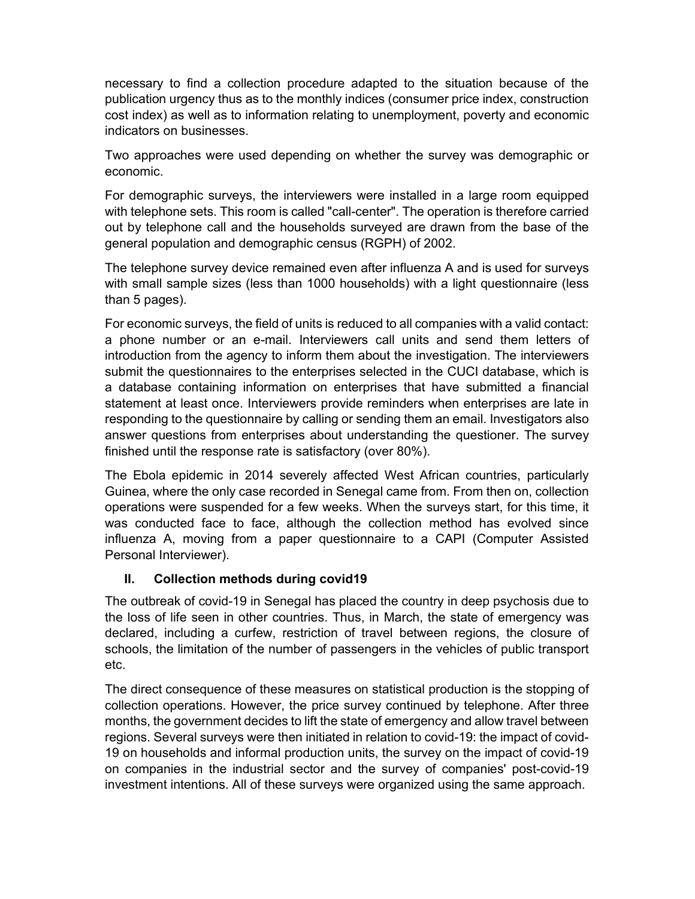necessary to find a collection procedure adapted to the situation because of the publication urgency thus as to the monthly indices (consumer price index, construction cost index) as well as to information relating to unemployment, poverty and economic indicators on businesses.

Two approaches were used depending on whether the survey was demographic or economic.

For demographic surveys, the interviewers were installed in a large room equipped with telephone sets. This room is called "call-center". The operation is therefore carried out by telephone call and the households surveyed are drawn from the base of the general population and demographic census (RGPH) of 2002.

The telephone survey device remained even after influenza A and is used for surveys with small sample sizes (less than 1000 households) with a light questionnaire (less than 5 pages).

For economic surveys, the field of units is reduced to all companies with a valid contact: a phone number or an e-mail. Interviewers call units and send them letters of introduction from the agency to inform them about the investigation. The interviewers submit the questionnaires to the enterprises selected in the CUCI database, which is a database containing information on enterprises that have submitted a financial statement at least once. Interviewers provide reminders when enterprises are late in responding to the questionnaire by calling or sending them an email. Investigators also answer questions from enterprises about understanding the questioner. The survey finished until the response rate is satisfactory (over 80%).

The Ebola epidemic in 2014 severely affected West African countries, particularly Guinea, where the only case recorded in Senegal came from. From then on, collection operations were suspended for a few weeks. When the surveys start, for this time, it was conducted face to face, although the collection method has evolved since influenza A, moving from a paper questionnaire to a CAPI (Computer Assisted Personal Interviewer).

## II. Collection methods during covid19

The outbreak of covid-19 in Senegal has placed the country in deep psychosis due to the loss of life seen in other countries. Thus, in March, the state of emergency was declared, including a curfew, restriction of travel between regions, the closure of schools, the limitation of the number of passengers in the vehicles of public transport etc.

The direct consequence of these measures on statistical production is the stopping of collection operations. However, the price survey continued by telephone. After three months, the government decides to lift the state of emergency and allow travel between regions. Several surveys were then initiated in relation to covid-19: the impact of covid-19 on households and informal production units, the survey on the impact of covid-19 on companies in the industrial sector and the survey of companies' post-covid-19 investment intentions. All of these surveys were organized using the same approach.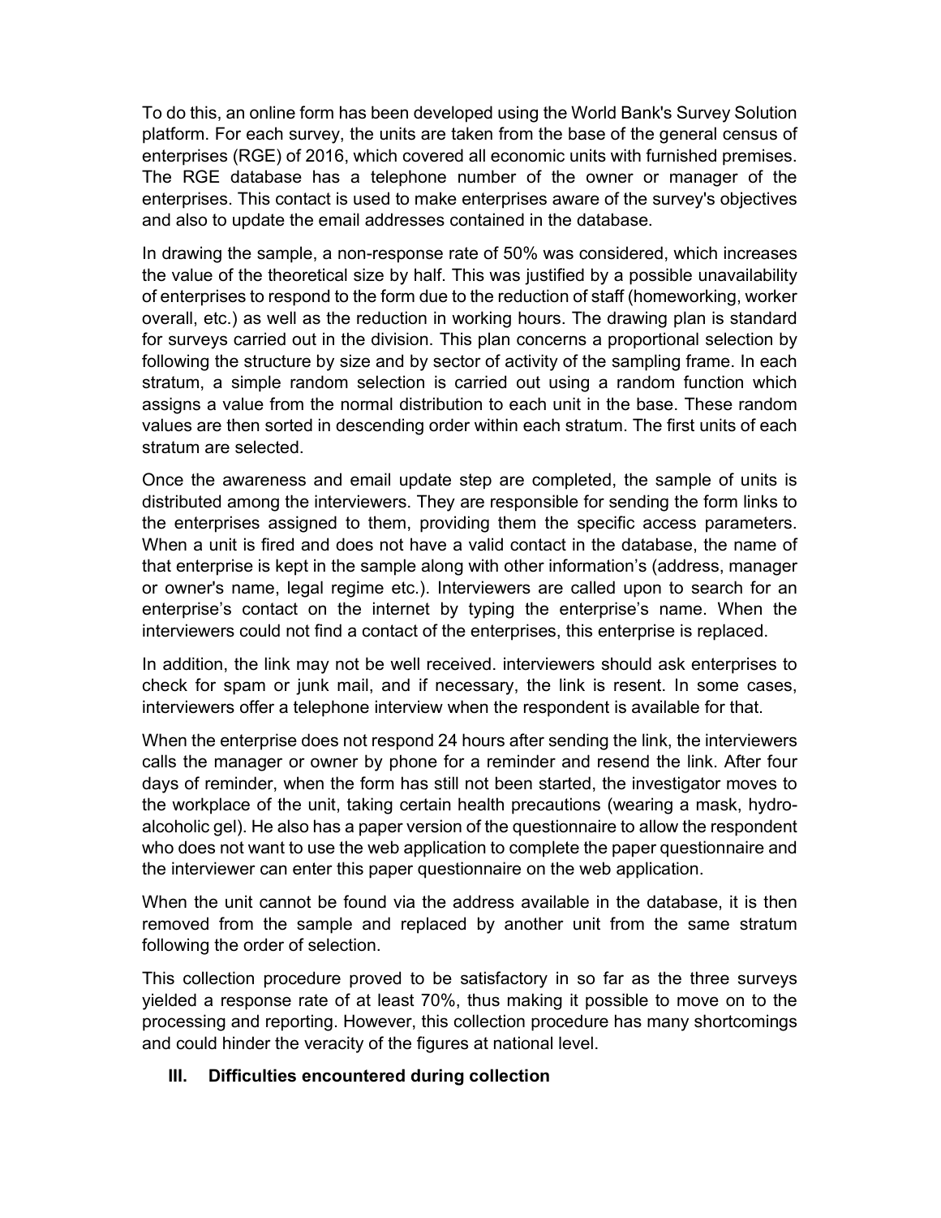To do this, an online form has been developed using the World Bank's Survey Solution platform. For each survey, the units are taken from the base of the general census of enterprises (RGE) of 2016, which covered all economic units with furnished premises. The RGE database has a telephone number of the owner or manager of the enterprises. This contact is used to make enterprises aware of the survey's objectives and also to update the email addresses contained in the database.

In drawing the sample, a non-response rate of 50% was considered, which increases the value of the theoretical size by half. This was justified by a possible unavailability of enterprises to respond to the form due to the reduction of staff (homeworking, worker overall, etc.) as well as the reduction in working hours. The drawing plan is standard for surveys carried out in the division. This plan concerns a proportional selection by following the structure by size and by sector of activity of the sampling frame. In each stratum, a simple random selection is carried out using a random function which assigns a value from the normal distribution to each unit in the base. These random values are then sorted in descending order within each stratum. The first units of each stratum are selected.

Once the awareness and email update step are completed, the sample of units is distributed among the interviewers. They are responsible for sending the form links to the enterprises assigned to them, providing them the specific access parameters. When a unit is fired and does not have a valid contact in the database, the name of that enterprise is kept in the sample along with other information's (address, manager or owner's name, legal regime etc.). Interviewers are called upon to search for an enterprise's contact on the internet by typing the enterprise's name. When the interviewers could not find a contact of the enterprises, this enterprise is replaced.

In addition, the link may not be well received. interviewers should ask enterprises to check for spam or junk mail, and if necessary, the link is resent. In some cases, interviewers offer a telephone interview when the respondent is available for that.

When the enterprise does not respond 24 hours after sending the link, the interviewers calls the manager or owner by phone for a reminder and resend the link. After four days of reminder, when the form has still not been started, the investigator moves to the workplace of the unit, taking certain health precautions (wearing a mask, hydro-alcoholic gel). He also has a paper version of the questionnaire to allow the respondent who does not want to use the web application to complete the paper questionnaire and the interviewer can enter this paper questionnaire on the web application.

When the unit cannot be found via the address available in the database, it is then removed from the sample and replaced by another unit from the same stratum following the order of selection.

This collection procedure proved to be satisfactory in so far as the three surveys yielded a response rate of at least 70%, thus making it possible to move on to the processing and reporting. However, this collection procedure has many shortcomings and could hinder the veracity of the figures at national level.

## III. Difficulties encountered during collection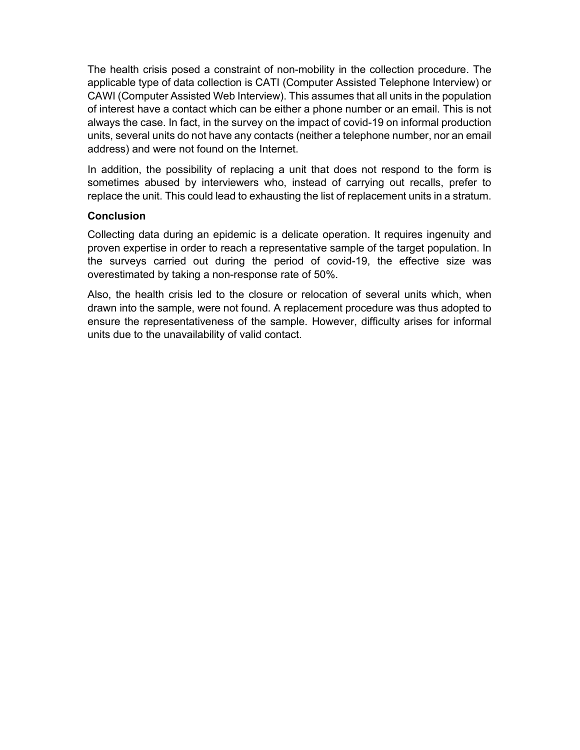The health crisis posed a constraint of non-mobility in the collection procedure. The applicable type of data collection is CATI (Computer Assisted Telephone Interview) or CAWI (Computer Assisted Web Interview). This assumes that all units in the population of interest have a contact which can be either a phone number or an email. This is not always the case. In fact, in the survey on the impact of covid-19 on informal production units, several units do not have any contacts (neither a telephone number, nor an email address) and were not found on the Internet.

In addition, the possibility of replacing a unit that does not respond to the form is sometimes abused by interviewers who, instead of carrying out recalls, prefer to replace the unit. This could lead to exhausting the list of replacement units in a stratum.

**Conclusion**

Collecting data during an epidemic is a delicate operation. It requires ingenuity and proven expertise in order to reach a representative sample of the target population. In the surveys carried out during the period of covid-19, the effective size was overestimated by taking a non-response rate of 50%.

Also, the health crisis led to the closure or relocation of several units which, when drawn into the sample, were not found. A replacement procedure was thus adopted to ensure the representativeness of the sample. However, difficulty arises for informal units due to the unavailability of valid contact.